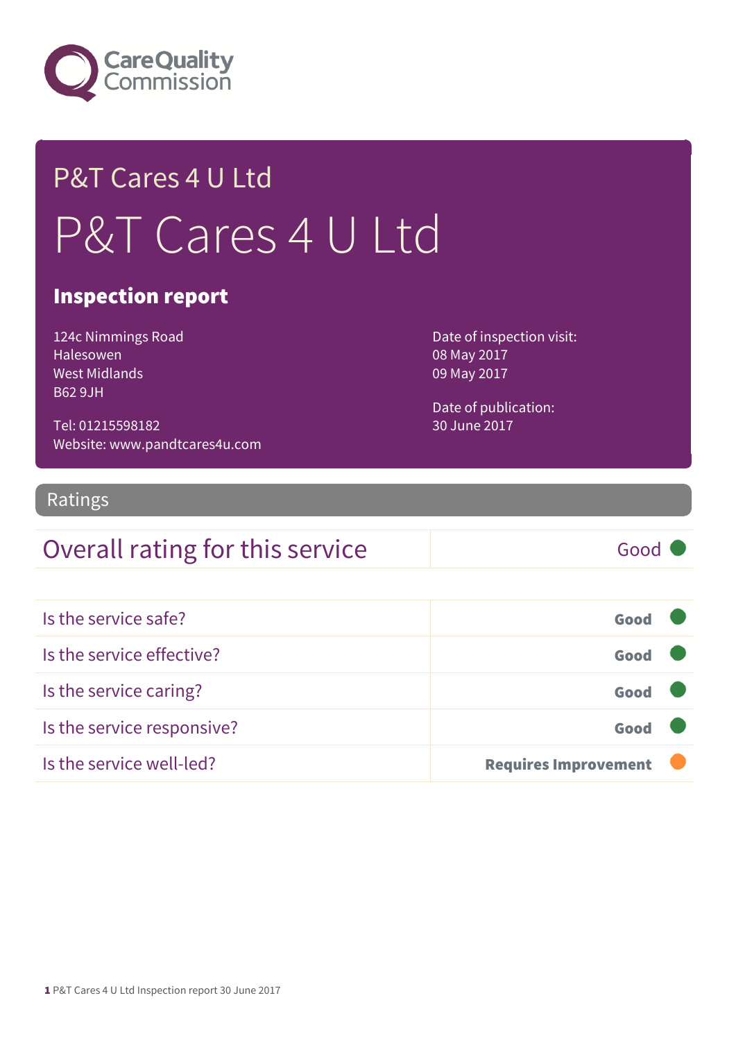# P&T Cares 4 U Ltd

# P&T Cares 4 U Ltd

## Inspection report

124c Nimmings Road
Halesowen
West Midlands
B62 9JH

Tel: 01215598182
Website: www.pandtcares4u.com

Date of inspection visit:
08 May 2017
09 May 2017

Date of publication:
30 June 2017

## Ratings

| Overall rating for this service | Good |
|---|---|

| | |
|---|---|
| Is the service safe? | **Good** |
| Is the service effective? | **Good** |
| Is the service caring? | **Good** |
| Is the service responsive? | **Good** |
| Is the service well-led? | **Requires Improvement** |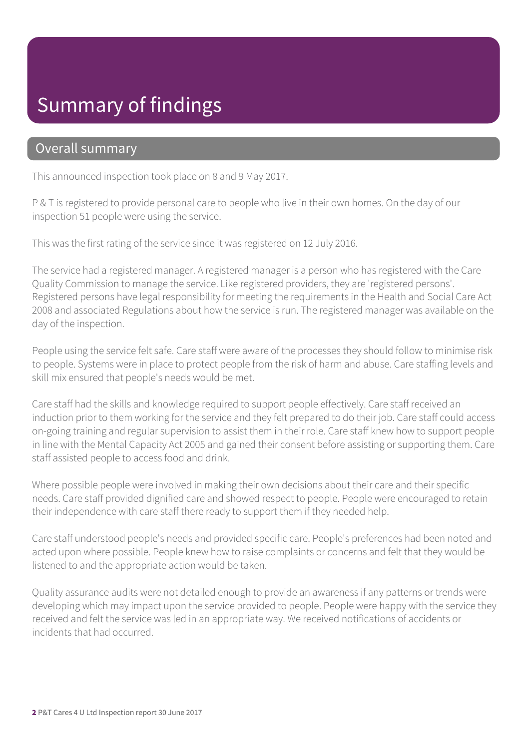# Summary of findings

## Overall summary

This announced inspection took place on 8 and 9 May 2017.

P & T is registered to provide personal care to people who live in their own homes. On the day of our inspection 51 people were using the service.

This was the first rating of the service since it was registered on 12 July 2016.

The service had a registered manager. A registered manager is a person who has registered with the Care Quality Commission to manage the service. Like registered providers, they are 'registered persons'. Registered persons have legal responsibility for meeting the requirements in the Health and Social Care Act 2008 and associated Regulations about how the service is run. The registered manager was available on the day of the inspection.

People using the service felt safe. Care staff were aware of the processes they should follow to minimise risk to people. Systems were in place to protect people from the risk of harm and abuse. Care staffing levels and skill mix ensured that people's needs would be met.

Care staff had the skills and knowledge required to support people effectively. Care staff received an induction prior to them working for the service and they felt prepared to do their job. Care staff could access on-going training and regular supervision to assist them in their role. Care staff knew how to support people in line with the Mental Capacity Act 2005 and gained their consent before assisting or supporting them. Care staff assisted people to access food and drink.

Where possible people were involved in making their own decisions about their care and their specific needs. Care staff provided dignified care and showed respect to people. People were encouraged to retain their independence with care staff there ready to support them if they needed help.

Care staff understood people's needs and provided specific care. People's preferences had been noted and acted upon where possible. People knew how to raise complaints or concerns and felt that they would be listened to and the appropriate action would be taken.

Quality assurance audits were not detailed enough to provide an awareness if any patterns or trends were developing which may impact upon the service provided to people. People were happy with the service they received and felt the service was led in an appropriate way. We received notifications of accidents or incidents that had occurred.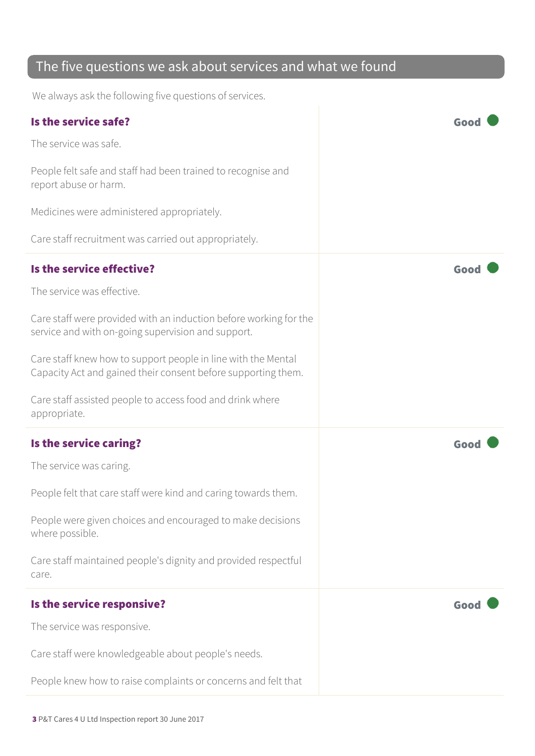## The five questions we ask about services and what we found

We always ask the following five questions of services.

### Is the service safe?

**Good**

The service was safe.

People felt safe and staff had been trained to recognise and report abuse or harm.

Medicines were administered appropriately.

Care staff recruitment was carried out appropriately.

### Is the service effective?

**Good**

The service was effective.

Care staff were provided with an induction before working for the service and with on-going supervision and support.

Care staff knew how to support people in line with the Mental Capacity Act and gained their consent before supporting them.

Care staff assisted people to access food and drink where appropriate.

### Is the service caring?

**Good**

The service was caring.

People felt that care staff were kind and caring towards them.

People were given choices and encouraged to make decisions where possible.

Care staff maintained people's dignity and provided respectful care.

### Is the service responsive?

**Good**

The service was responsive.

Care staff were knowledgeable about people's needs.

People knew how to raise complaints or concerns and felt that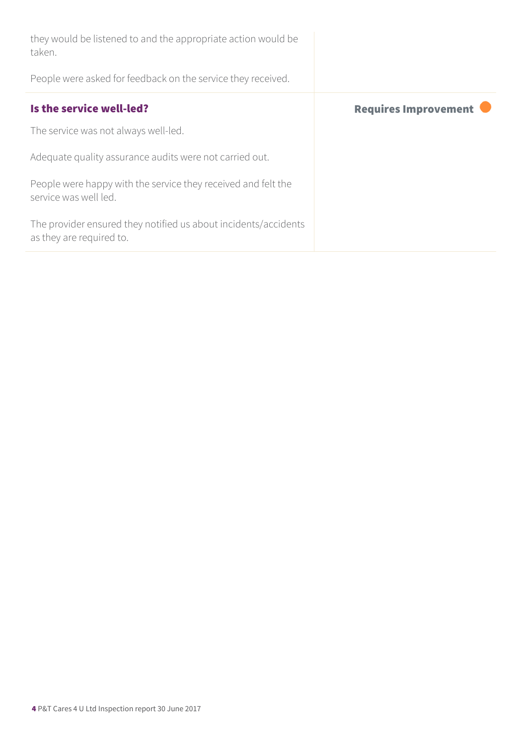they would be listened to and the appropriate action would be taken.

People were asked for feedback on the service they received.

### Is the service well-led?

**Requires Improvement**

The service was not always well-led.

Adequate quality assurance audits were not carried out.

People were happy with the service they received and felt the service was well led.

The provider ensured they notified us about incidents/accidents as they are required to.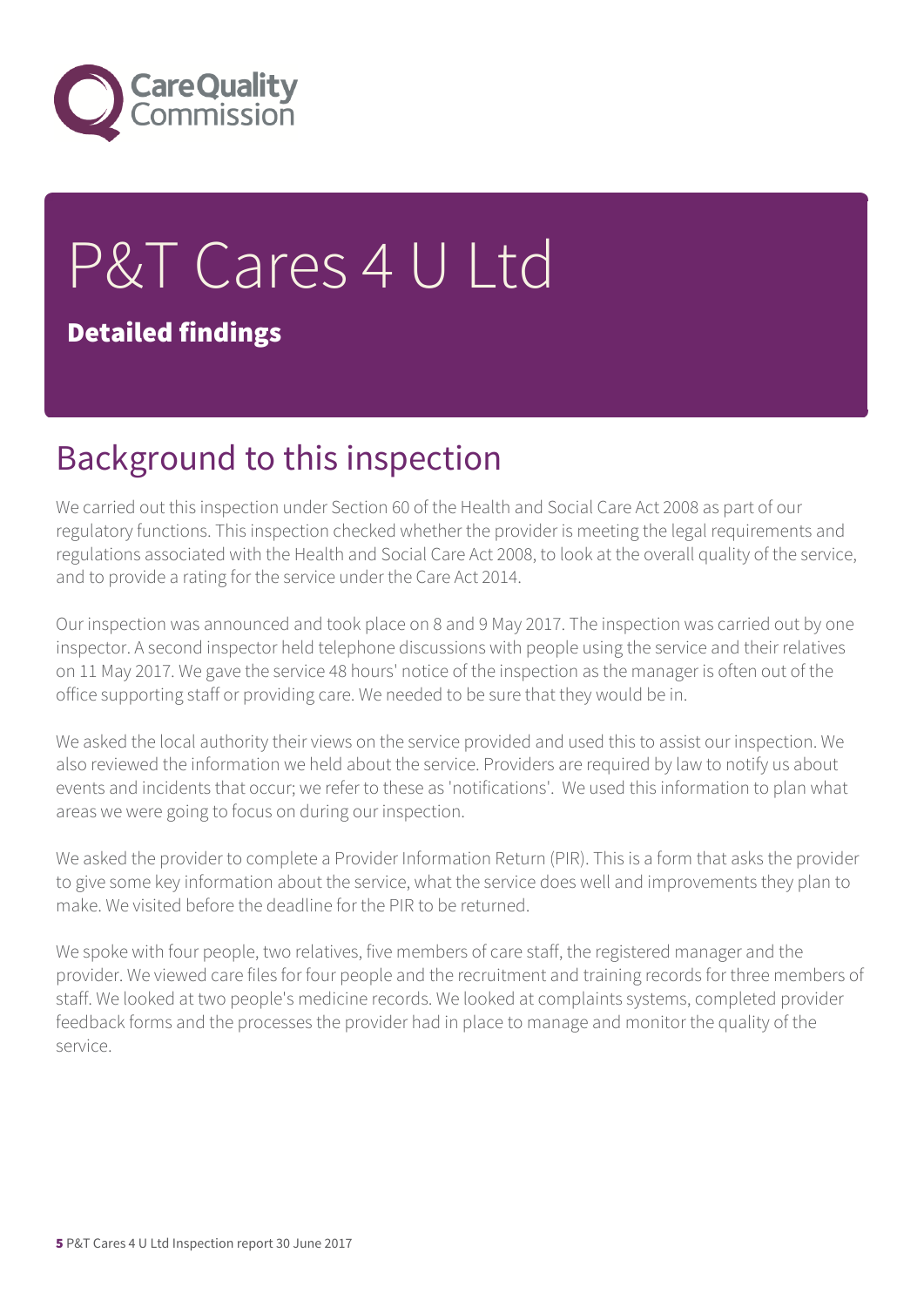# P&T Cares 4 U Ltd

**Detailed findings**

## Background to this inspection

We carried out this inspection under Section 60 of the Health and Social Care Act 2008 as part of our regulatory functions. This inspection checked whether the provider is meeting the legal requirements and regulations associated with the Health and Social Care Act 2008, to look at the overall quality of the service, and to provide a rating for the service under the Care Act 2014.

Our inspection was announced and took place on 8 and 9 May 2017. The inspection was carried out by one inspector. A second inspector held telephone discussions with people using the service and their relatives on 11 May 2017. We gave the service 48 hours' notice of the inspection as the manager is often out of the office supporting staff or providing care. We needed to be sure that they would be in.

We asked the local authority their views on the service provided and used this to assist our inspection. We also reviewed the information we held about the service. Providers are required by law to notify us about events and incidents that occur; we refer to these as 'notifications'. We used this information to plan what areas we were going to focus on during our inspection.

We asked the provider to complete a Provider Information Return (PIR). This is a form that asks the provider to give some key information about the service, what the service does well and improvements they plan to make. We visited before the deadline for the PIR to be returned.

We spoke with four people, two relatives, five members of care staff, the registered manager and the provider. We viewed care files for four people and the recruitment and training records for three members of staff. We looked at two people's medicine records. We looked at complaints systems, completed provider feedback forms and the processes the provider had in place to manage and monitor the quality of the service.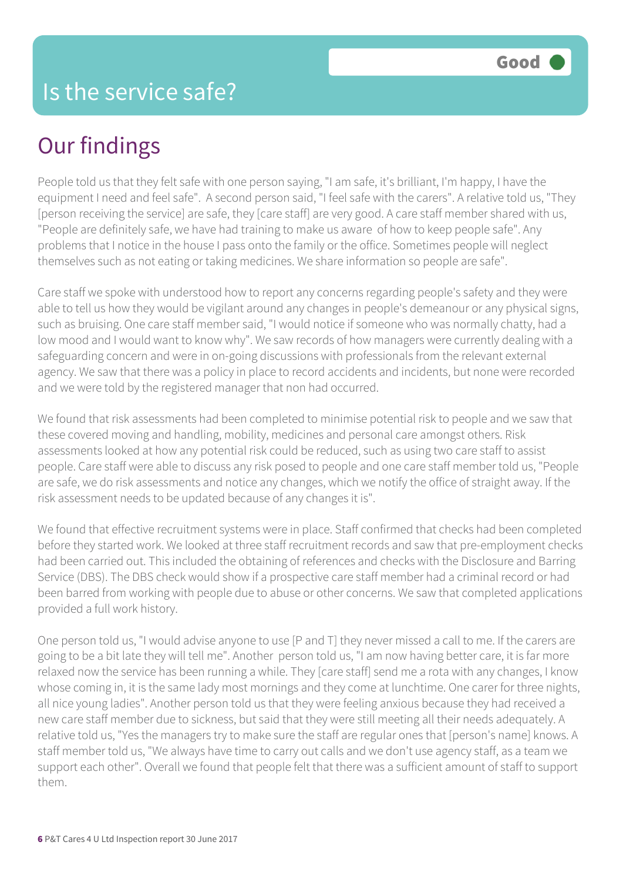# Is the service safe?

Good

## Our findings

People told us that they felt safe with one person saying, "I am safe, it's brilliant, I'm happy, I have the equipment I need and feel safe". A second person said, "I feel safe with the carers". A relative told us, "They [person receiving the service] are safe, they [care staff] are very good. A care staff member shared with us, "People are definitely safe, we have had training to make us aware of how to keep people safe". Any problems that I notice in the house I pass onto the family or the office. Sometimes people will neglect themselves such as not eating or taking medicines. We share information so people are safe".

Care staff we spoke with understood how to report any concerns regarding people's safety and they were able to tell us how they would be vigilant around any changes in people's demeanour or any physical signs, such as bruising. One care staff member said, "I would notice if someone who was normally chatty, had a low mood and I would want to know why". We saw records of how managers were currently dealing with a safeguarding concern and were in on-going discussions with professionals from the relevant external agency. We saw that there was a policy in place to record accidents and incidents, but none were recorded and we were told by the registered manager that non had occurred.

We found that risk assessments had been completed to minimise potential risk to people and we saw that these covered moving and handling, mobility, medicines and personal care amongst others. Risk assessments looked at how any potential risk could be reduced, such as using two care staff to assist people. Care staff were able to discuss any risk posed to people and one care staff member told us, "People are safe, we do risk assessments and notice any changes, which we notify the office of straight away. If the risk assessment needs to be updated because of any changes it is".

We found that effective recruitment systems were in place. Staff confirmed that checks had been completed before they started work. We looked at three staff recruitment records and saw that pre-employment checks had been carried out. This included the obtaining of references and checks with the Disclosure and Barring Service (DBS). The DBS check would show if a prospective care staff member had a criminal record or had been barred from working with people due to abuse or other concerns. We saw that completed applications provided a full work history.

One person told us, "I would advise anyone to use [P and T] they never missed a call to me. If the carers are going to be a bit late they will tell me". Another person told us, "I am now having better care, it is far more relaxed now the service has been running a while. They [care staff] send me a rota with any changes, I know whose coming in, it is the same lady most mornings and they come at lunchtime. One carer for three nights, all nice young ladies". Another person told us that they were feeling anxious because they had received a new care staff member due to sickness, but said that they were still meeting all their needs adequately. A relative told us, "Yes the managers try to make sure the staff are regular ones that [person's name] knows. A staff member told us, "We always have time to carry out calls and we don't use agency staff, as a team we support each other". Overall we found that people felt that there was a sufficient amount of staff to support them.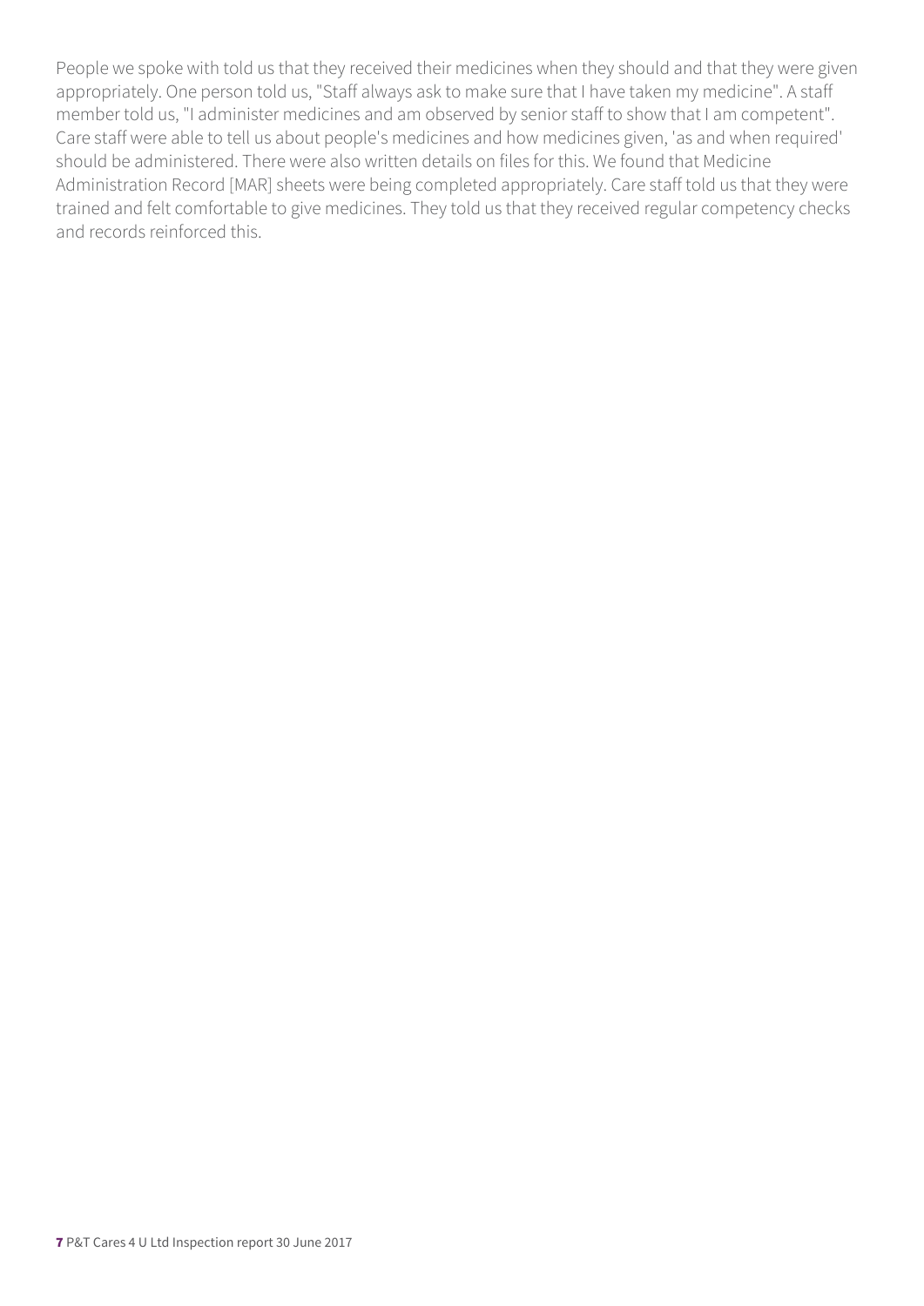People we spoke with told us that they received their medicines when they should and that they were given appropriately. One person told us, "Staff always ask to make sure that I have taken my medicine". A staff member told us, "I administer medicines and am observed by senior staff to show that I am competent". Care staff were able to tell us about people's medicines and how medicines given, 'as and when required' should be administered. There were also written details on files for this. We found that Medicine Administration Record [MAR] sheets were being completed appropriately. Care staff told us that they were trained and felt comfortable to give medicines. They told us that they received regular competency checks and records reinforced this.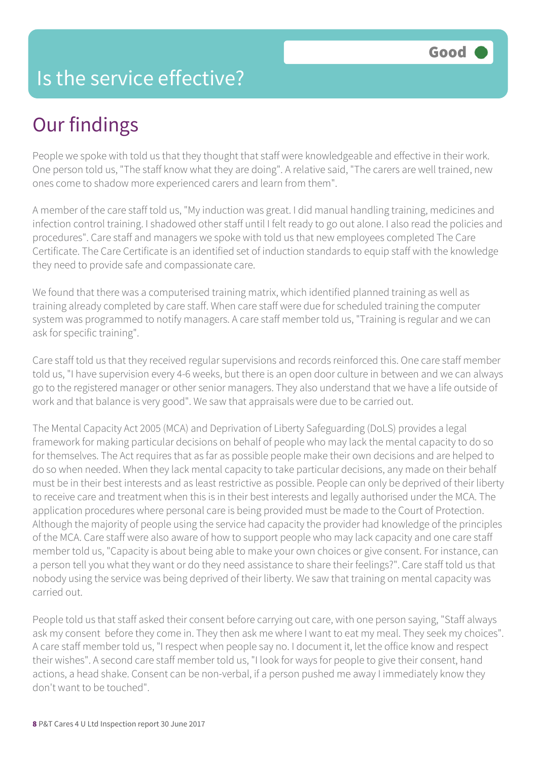# Is the service effective?

Good

## Our findings

People we spoke with told us that they thought that staff were knowledgeable and effective in their work. One person told us, "The staff know what they are doing". A relative said, "The carers are well trained, new ones come to shadow more experienced carers and learn from them".

A member of the care staff told us, "My induction was great. I did manual handling training, medicines and infection control training. I shadowed other staff until I felt ready to go out alone. I also read the policies and procedures". Care staff and managers we spoke with told us that new employees completed The Care Certificate. The Care Certificate is an identified set of induction standards to equip staff with the knowledge they need to provide safe and compassionate care.

We found that there was a computerised training matrix, which identified planned training as well as training already completed by care staff. When care staff were due for scheduled training the computer system was programmed to notify managers. A care staff member told us, "Training is regular and we can ask for specific training".

Care staff told us that they received regular supervisions and records reinforced this. One care staff member told us, "I have supervision every 4-6 weeks, but there is an open door culture in between and we can always go to the registered manager or other senior managers. They also understand that we have a life outside of work and that balance is very good". We saw that appraisals were due to be carried out.

The Mental Capacity Act 2005 (MCA) and Deprivation of Liberty Safeguarding (DoLS) provides a legal framework for making particular decisions on behalf of people who may lack the mental capacity to do so for themselves. The Act requires that as far as possible people make their own decisions and are helped to do so when needed. When they lack mental capacity to take particular decisions, any made on their behalf must be in their best interests and as least restrictive as possible. People can only be deprived of their liberty to receive care and treatment when this is in their best interests and legally authorised under the MCA. The application procedures where personal care is being provided must be made to the Court of Protection. Although the majority of people using the service had capacity the provider had knowledge of the principles of the MCA. Care staff were also aware of how to support people who may lack capacity and one care staff member told us, "Capacity is about being able to make your own choices or give consent. For instance, can a person tell you what they want or do they need assistance to share their feelings?". Care staff told us that nobody using the service was being deprived of their liberty. We saw that training on mental capacity was carried out.

People told us that staff asked their consent before carrying out care, with one person saying, "Staff always ask my consent before they come in. They then ask me where I want to eat my meal. They seek my choices". A care staff member told us, "I respect when people say no. I document it, let the office know and respect their wishes". A second care staff member told us, "I look for ways for people to give their consent, hand actions, a head shake. Consent can be non-verbal, if a person pushed me away I immediately know they don't want to be touched".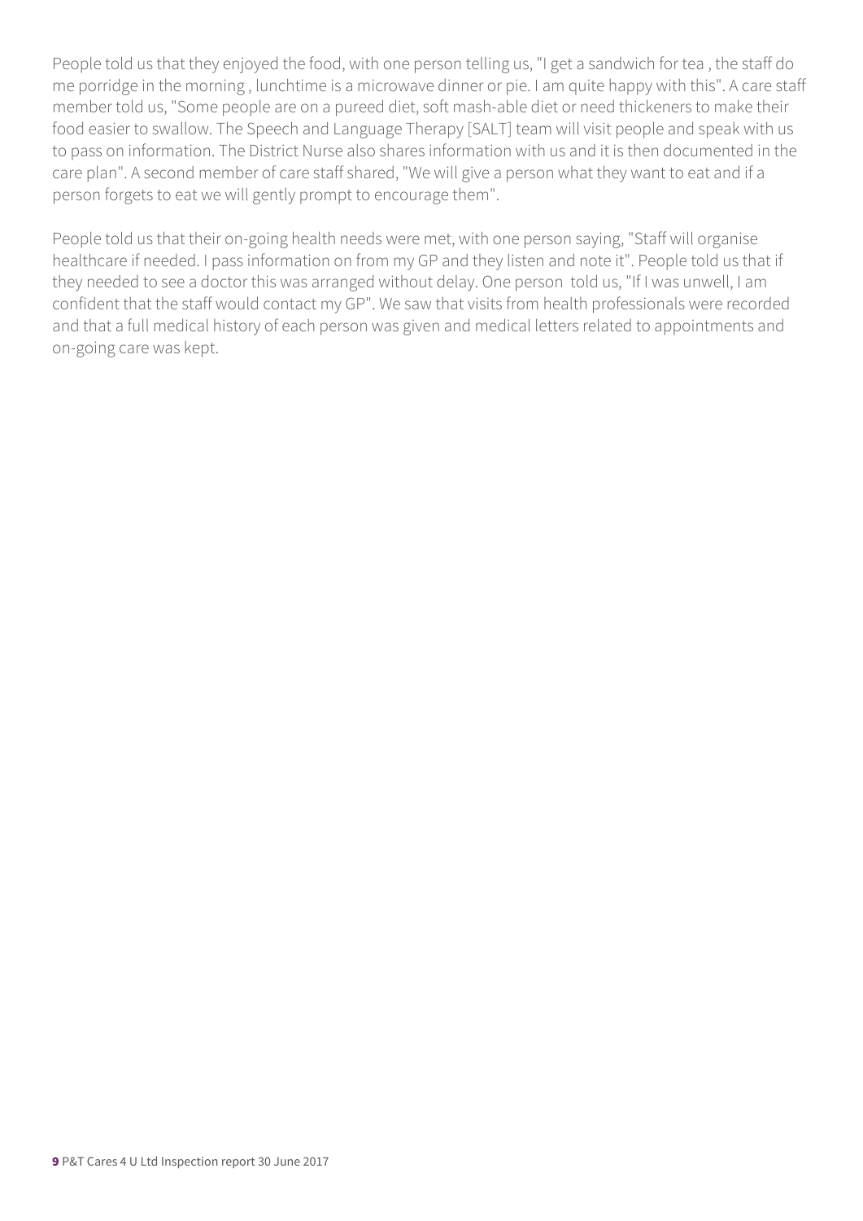People told us that they enjoyed the food, with one person telling us, "I get a sandwich for tea , the staff do me porridge in the morning , lunchtime is a microwave dinner or pie. I am quite happy with this". A care staff member told us, "Some people are on a pureed diet, soft mash-able diet or need thickeners to make their food easier to swallow. The Speech and Language Therapy [SALT] team will visit people and speak with us to pass on information. The District Nurse also shares information with us and it is then documented in the care plan". A second member of care staff shared, "We will give a person what they want to eat and if a person forgets to eat we will gently prompt to encourage them".

People told us that their on-going health needs were met, with one person saying, "Staff will organise healthcare if needed. I pass information on from my GP and they listen and note it". People told us that if they needed to see a doctor this was arranged without delay. One person told us, "If I was unwell, I am confident that the staff would contact my GP". We saw that visits from health professionals were recorded and that a full medical history of each person was given and medical letters related to appointments and on-going care was kept.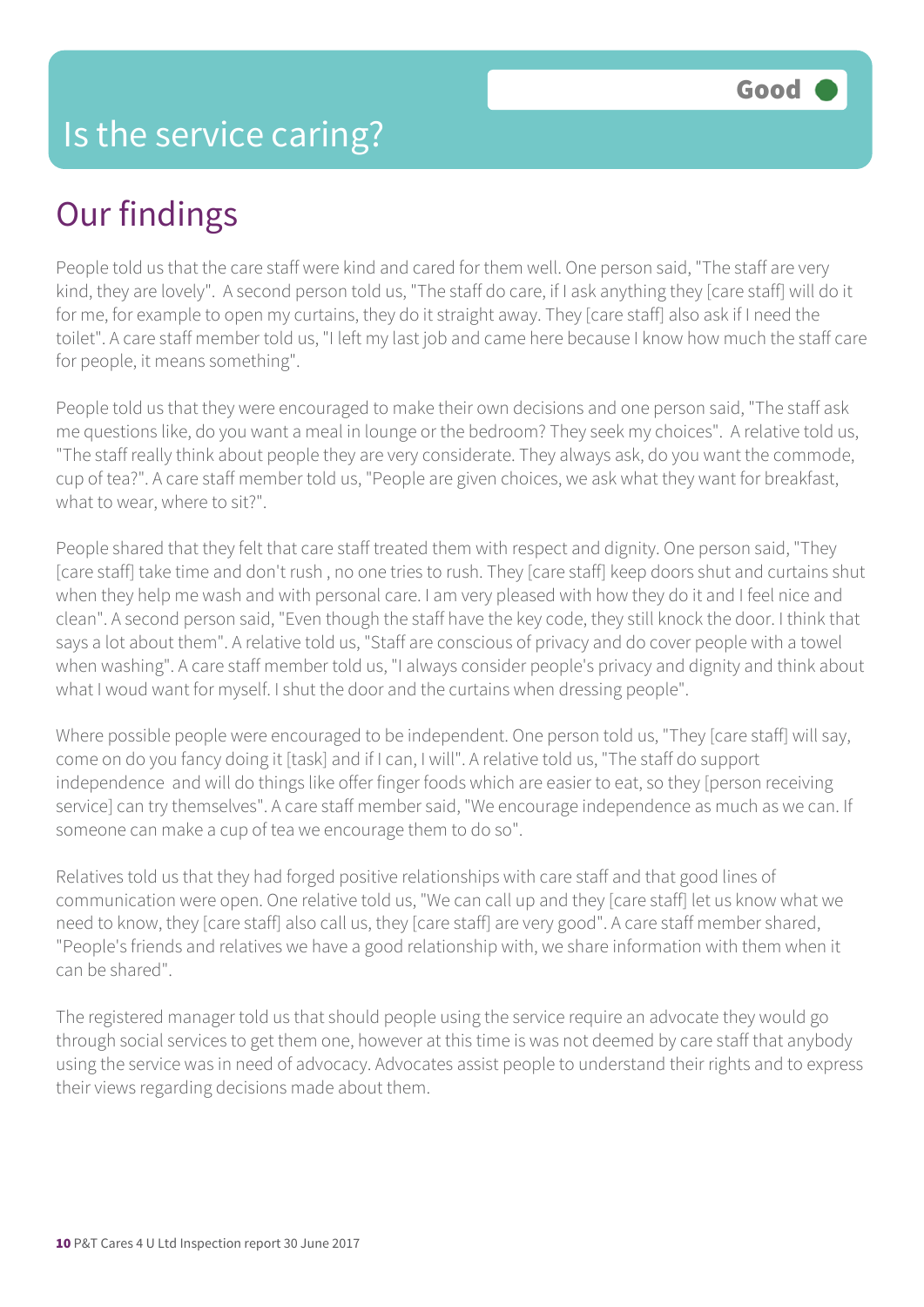# Is the service caring?

Good

## Our findings

People told us that the care staff were kind and cared for them well. One person said, "The staff are very kind, they are lovely". A second person told us, "The staff do care, if I ask anything they [care staff] will do it for me, for example to open my curtains, they do it straight away. They [care staff] also ask if I need the toilet". A care staff member told us, "I left my last job and came here because I know how much the staff care for people, it means something".

People told us that they were encouraged to make their own decisions and one person said, "The staff ask me questions like, do you want a meal in lounge or the bedroom? They seek my choices". A relative told us, "The staff really think about people they are very considerate. They always ask, do you want the commode, cup of tea?". A care staff member told us, "People are given choices, we ask what they want for breakfast, what to wear, where to sit?".

People shared that they felt that care staff treated them with respect and dignity. One person said, "They [care staff] take time and don't rush , no one tries to rush. They [care staff] keep doors shut and curtains shut when they help me wash and with personal care. I am very pleased with how they do it and I feel nice and clean". A second person said, "Even though the staff have the key code, they still knock the door. I think that says a lot about them". A relative told us, "Staff are conscious of privacy and do cover people with a towel when washing". A care staff member told us, "I always consider people's privacy and dignity and think about what I woud want for myself. I shut the door and the curtains when dressing people".

Where possible people were encouraged to be independent. One person told us, "They [care staff] will say, come on do you fancy doing it [task] and if I can, I will". A relative told us, "The staff do support independence and will do things like offer finger foods which are easier to eat, so they [person receiving service] can try themselves". A care staff member said, "We encourage independence as much as we can. If someone can make a cup of tea we encourage them to do so".

Relatives told us that they had forged positive relationships with care staff and that good lines of communication were open. One relative told us, "We can call up and they [care staff] let us know what we need to know, they [care staff] also call us, they [care staff] are very good". A care staff member shared, "People's friends and relatives we have a good relationship with, we share information with them when it can be shared".

The registered manager told us that should people using the service require an advocate they would go through social services to get them one, however at this time is was not deemed by care staff that anybody using the service was in need of advocacy. Advocates assist people to understand their rights and to express their views regarding decisions made about them.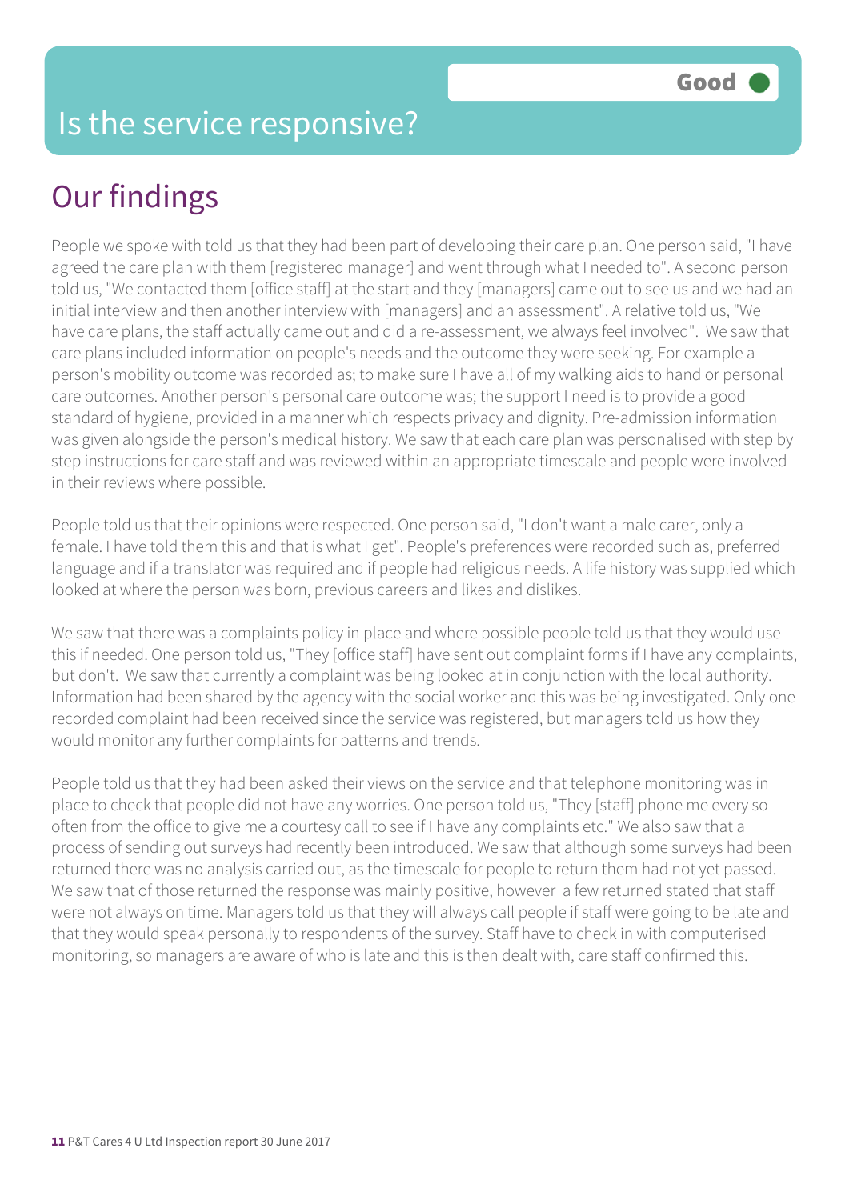# Is the service responsive?

**Good**

## Our findings

People we spoke with told us that they had been part of developing their care plan. One person said, "I have agreed the care plan with them [registered manager] and went through what I needed to". A second person told us, "We contacted them [office staff] at the start and they [managers] came out to see us and we had an initial interview and then another interview with [managers] and an assessment". A relative told us, "We have care plans, the staff actually came out and did a re-assessment, we always feel involved". We saw that care plans included information on people's needs and the outcome they were seeking. For example a person's mobility outcome was recorded as; to make sure I have all of my walking aids to hand or personal care outcomes. Another person's personal care outcome was; the support I need is to provide a good standard of hygiene, provided in a manner which respects privacy and dignity. Pre-admission information was given alongside the person's medical history. We saw that each care plan was personalised with step by step instructions for care staff and was reviewed within an appropriate timescale and people were involved in their reviews where possible.

People told us that their opinions were respected. One person said, "I don't want a male carer, only a female. I have told them this and that is what I get". People's preferences were recorded such as, preferred language and if a translator was required and if people had religious needs. A life history was supplied which looked at where the person was born, previous careers and likes and dislikes.

We saw that there was a complaints policy in place and where possible people told us that they would use this if needed. One person told us, "They [office staff] have sent out complaint forms if I have any complaints, but don't. We saw that currently a complaint was being looked at in conjunction with the local authority. Information had been shared by the agency with the social worker and this was being investigated. Only one recorded complaint had been received since the service was registered, but managers told us how they would monitor any further complaints for patterns and trends.

People told us that they had been asked their views on the service and that telephone monitoring was in place to check that people did not have any worries. One person told us, "They [staff] phone me every so often from the office to give me a courtesy call to see if I have any complaints etc." We also saw that a process of sending out surveys had recently been introduced. We saw that although some surveys had been returned there was no analysis carried out, as the timescale for people to return them had not yet passed. We saw that of those returned the response was mainly positive, however a few returned stated that staff were not always on time. Managers told us that they will always call people if staff were going to be late and that they would speak personally to respondents of the survey. Staff have to check in with computerised monitoring, so managers are aware of who is late and this is then dealt with, care staff confirmed this.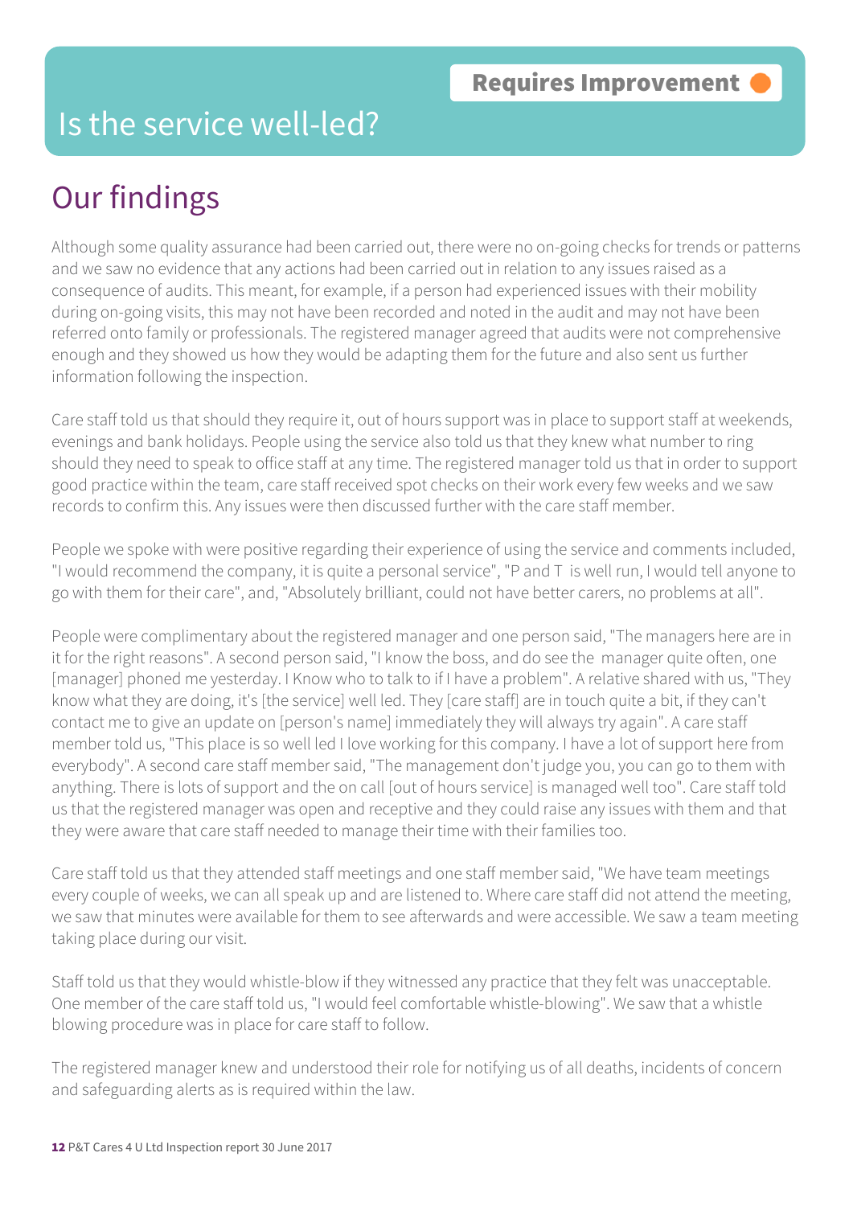# Is the service well-led?

**Requires Improvement**

## Our findings

Although some quality assurance had been carried out, there were no on-going checks for trends or patterns and we saw no evidence that any actions had been carried out in relation to any issues raised as a consequence of audits. This meant, for example, if a person had experienced issues with their mobility during on-going visits, this may not have been recorded and noted in the audit and may not have been referred onto family or professionals. The registered manager agreed that audits were not comprehensive enough and they showed us how they would be adapting them for the future and also sent us further information following the inspection.

Care staff told us that should they require it, out of hours support was in place to support staff at weekends, evenings and bank holidays. People using the service also told us that they knew what number to ring should they need to speak to office staff at any time. The registered manager told us that in order to support good practice within the team, care staff received spot checks on their work every few weeks and we saw records to confirm this. Any issues were then discussed further with the care staff member.

People we spoke with were positive regarding their experience of using the service and comments included, "I would recommend the company, it is quite a personal service", "P and T is well run, I would tell anyone to go with them for their care", and, "Absolutely brilliant, could not have better carers, no problems at all".

People were complimentary about the registered manager and one person said, "The managers here are in it for the right reasons". A second person said, "I know the boss, and do see the manager quite often, one [manager] phoned me yesterday. I Know who to talk to if I have a problem". A relative shared with us, "They know what they are doing, it's [the service] well led. They [care staff] are in touch quite a bit, if they can't contact me to give an update on [person's name] immediately they will always try again". A care staff member told us, "This place is so well led I love working for this company. I have a lot of support here from everybody". A second care staff member said, "The management don't judge you, you can go to them with anything. There is lots of support and the on call [out of hours service] is managed well too". Care staff told us that the registered manager was open and receptive and they could raise any issues with them and that they were aware that care staff needed to manage their time with their families too.

Care staff told us that they attended staff meetings and one staff member said, "We have team meetings every couple of weeks, we can all speak up and are listened to. Where care staff did not attend the meeting, we saw that minutes were available for them to see afterwards and were accessible. We saw a team meeting taking place during our visit.

Staff told us that they would whistle-blow if they witnessed any practice that they felt was unacceptable. One member of the care staff told us, "I would feel comfortable whistle-blowing". We saw that a whistle blowing procedure was in place for care staff to follow.

The registered manager knew and understood their role for notifying us of all deaths, incidents of concern and safeguarding alerts as is required within the law.